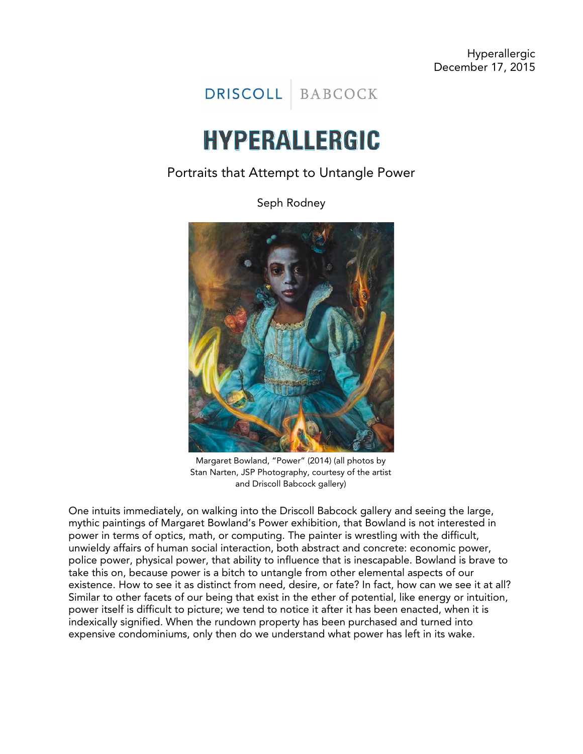Hyperallergic
December 17, 2015

DRISCOLL | BABCOCK

# HYPERALLERGIC

## Portraits that Attempt to Untangle Power

Seph Rodney

Margaret Bowland, "Power" (2014) (all photos by Stan Narten, JSP Photography, courtesy of the artist and Driscoll Babcock gallery)

One intuits immediately, on walking into the Driscoll Babcock gallery and seeing the large, mythic paintings of Margaret Bowland's Power exhibition, that Bowland is not interested in power in terms of optics, math, or computing. The painter is wrestling with the difficult, unwieldy affairs of human social interaction, both abstract and concrete: economic power, police power, physical power, that ability to influence that is inescapable. Bowland is brave to take this on, because power is a bitch to untangle from other elemental aspects of our existence. How to see it as distinct from need, desire, or fate? In fact, how can we see it at all? Similar to other facets of our being that exist in the ether of potential, like energy or intuition, power itself is difficult to picture; we tend to notice it after it has been enacted, when it is indexically signified. When the rundown property has been purchased and turned into expensive condominiums, only then do we understand what power has left in its wake.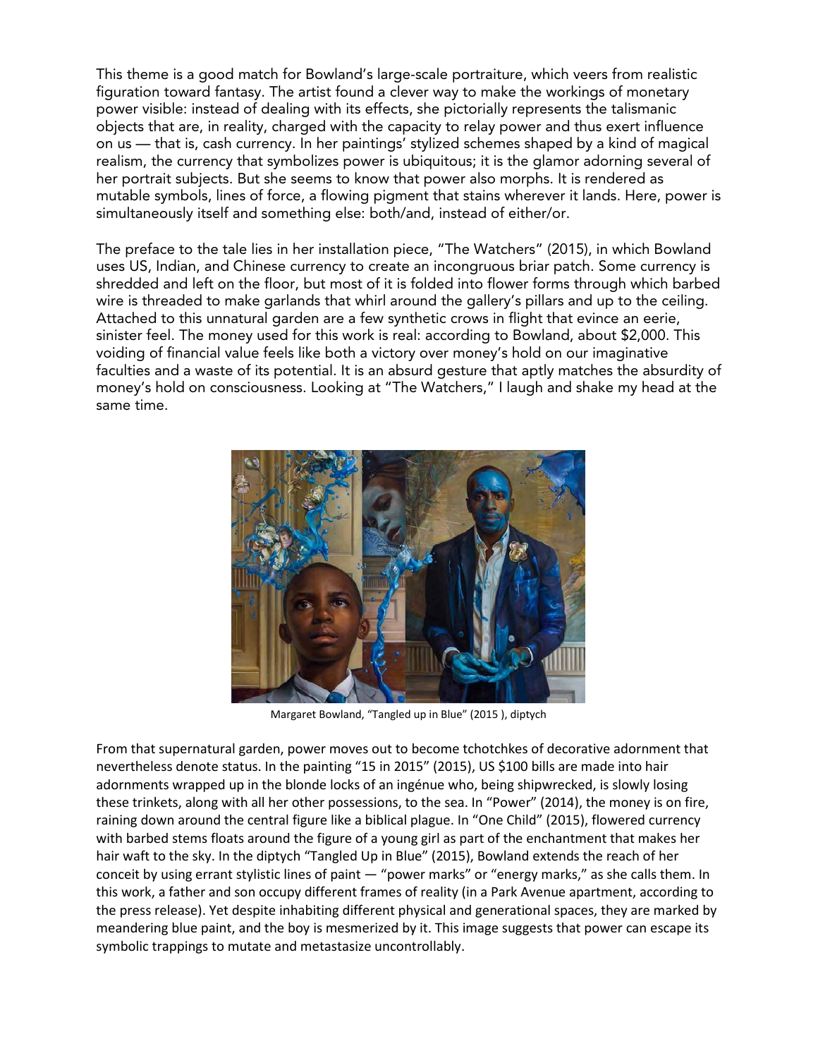This theme is a good match for Bowland's large-scale portraiture, which veers from realistic figuration toward fantasy. The artist found a clever way to make the workings of monetary power visible: instead of dealing with its effects, she pictorially represents the talismanic objects that are, in reality, charged with the capacity to relay power and thus exert influence on us — that is, cash currency. In her paintings' stylized schemes shaped by a kind of magical realism, the currency that symbolizes power is ubiquitous; it is the glamor adorning several of her portrait subjects. But she seems to know that power also morphs. It is rendered as mutable symbols, lines of force, a flowing pigment that stains wherever it lands. Here, power is simultaneously itself and something else: both/and, instead of either/or.

The preface to the tale lies in her installation piece, "The Watchers" (2015), in which Bowland uses US, Indian, and Chinese currency to create an incongruous briar patch. Some currency is shredded and left on the floor, but most of it is folded into flower forms through which barbed wire is threaded to make garlands that whirl around the gallery's pillars and up to the ceiling. Attached to this unnatural garden are a few synthetic crows in flight that evince an eerie, sinister feel. The money used for this work is real: according to Bowland, about $2,000. This voiding of financial value feels like both a victory over money's hold on our imaginative faculties and a waste of its potential. It is an absurd gesture that aptly matches the absurdity of money's hold on consciousness. Looking at "The Watchers," I laugh and shake my head at the same time.

Margaret Bowland, "Tangled up in Blue" (2015 ), diptych

From that supernatural garden, power moves out to become tchotchkes of decorative adornment that nevertheless denote status. In the painting "15 in 2015" (2015), US $100 bills are made into hair adornments wrapped up in the blonde locks of an ingénue who, being shipwrecked, is slowly losing these trinkets, along with all her other possessions, to the sea. In "Power" (2014), the money is on fire, raining down around the central figure like a biblical plague. In "One Child" (2015), flowered currency with barbed stems floats around the figure of a young girl as part of the enchantment that makes her hair waft to the sky. In the diptych "Tangled Up in Blue" (2015), Bowland extends the reach of her conceit by using errant stylistic lines of paint — "power marks" or "energy marks," as she calls them. In this work, a father and son occupy different frames of reality (in a Park Avenue apartment, according to the press release). Yet despite inhabiting different physical and generational spaces, they are marked by meandering blue paint, and the boy is mesmerized by it. This image suggests that power can escape its symbolic trappings to mutate and metastasize uncontrollably.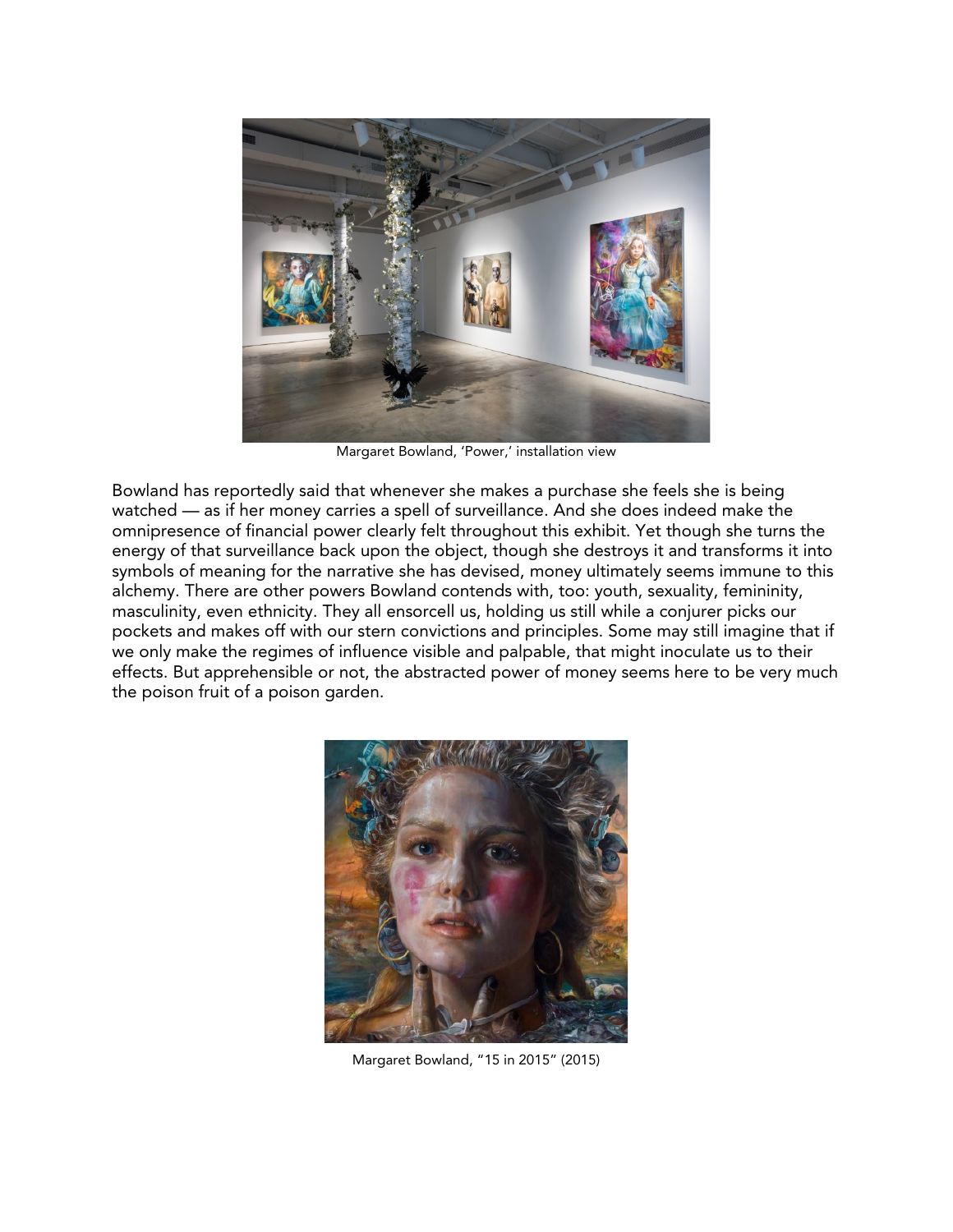Margaret Bowland, 'Power,' installation view

Bowland has reportedly said that whenever she makes a purchase she feels she is being watched — as if her money carries a spell of surveillance. And she does indeed make the omnipresence of financial power clearly felt throughout this exhibit. Yet though she turns the energy of that surveillance back upon the object, though she destroys it and transforms it into symbols of meaning for the narrative she has devised, money ultimately seems immune to this alchemy. There are other powers Bowland contends with, too: youth, sexuality, femininity, masculinity, even ethnicity. They all ensorcell us, holding us still while a conjurer picks our pockets and makes off with our stern convictions and principles. Some may still imagine that if we only make the regimes of influence visible and palpable, that might inoculate us to their effects. But apprehensible or not, the abstracted power of money seems here to be very much the poison fruit of a poison garden.

Margaret Bowland, "15 in 2015" (2015)